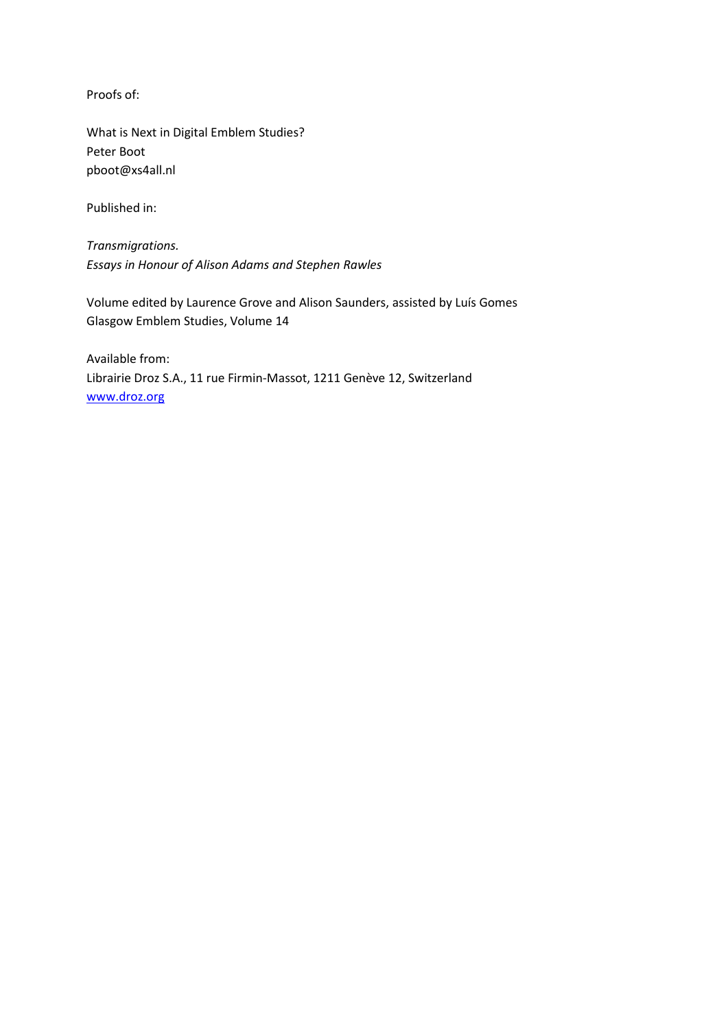Proofs of:

What is Next in Digital Emblem Studies?
Peter Boot
pboot@xs4all.nl

Published in:

*Transmigrations.*
*Essays in Honour of Alison Adams and Stephen Rawles*

Volume edited by Laurence Grove and Alison Saunders, assisted by Luís Gomes
Glasgow Emblem Studies, Volume 14

Available from:
Librairie Droz S.A., 11 rue Firmin-Massot, 1211 Genève 12, Switzerland
www.droz.org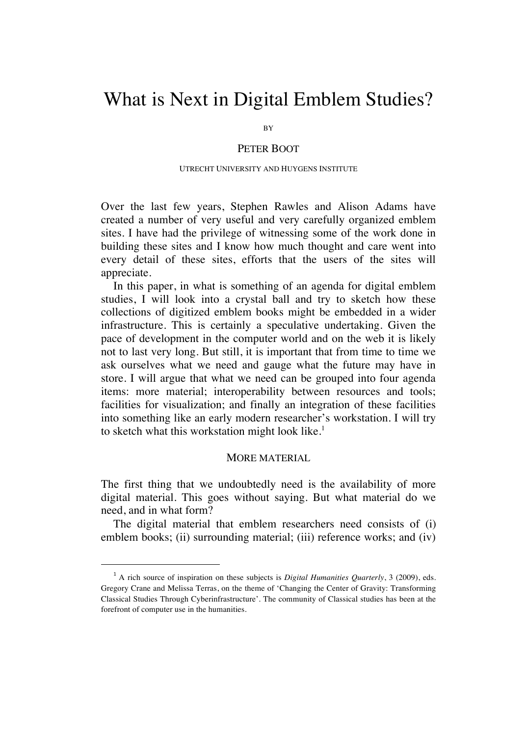# What is Next in Digital Emblem Studies?

BY

PETER BOOT

UTRECHT UNIVERSITY AND HUYGENS INSTITUTE

Over the last few years, Stephen Rawles and Alison Adams have created a number of very useful and very carefully organized emblem sites. I have had the privilege of witnessing some of the work done in building these sites and I know how much thought and care went into every detail of these sites, efforts that the users of the sites will appreciate.

In this paper, in what is something of an agenda for digital emblem studies, I will look into a crystal ball and try to sketch how these collections of digitized emblem books might be embedded in a wider infrastructure. This is certainly a speculative undertaking. Given the pace of development in the computer world and on the web it is likely not to last very long. But still, it is important that from time to time we ask ourselves what we need and gauge what the future may have in store. I will argue that what we need can be grouped into four agenda items: more material; interoperability between resources and tools; facilities for visualization; and finally an integration of these facilities into something like an early modern researcher's workstation. I will try to sketch what this workstation might look like.[1]

## MORE MATERIAL

The first thing that we undoubtedly need is the availability of more digital material. This goes without saying. But what material do we need, and in what form?

The digital material that emblem researchers need consists of (i) emblem books; (ii) surrounding material; (iii) reference works; and (iv)

---

[1] A rich source of inspiration on these subjects is *Digital Humanities Quarterly*, 3 (2009), eds. Gregory Crane and Melissa Terras, on the theme of 'Changing the Center of Gravity: Transforming Classical Studies Through Cyberinfrastructure'. The community of Classical studies has been at the forefront of computer use in the humanities.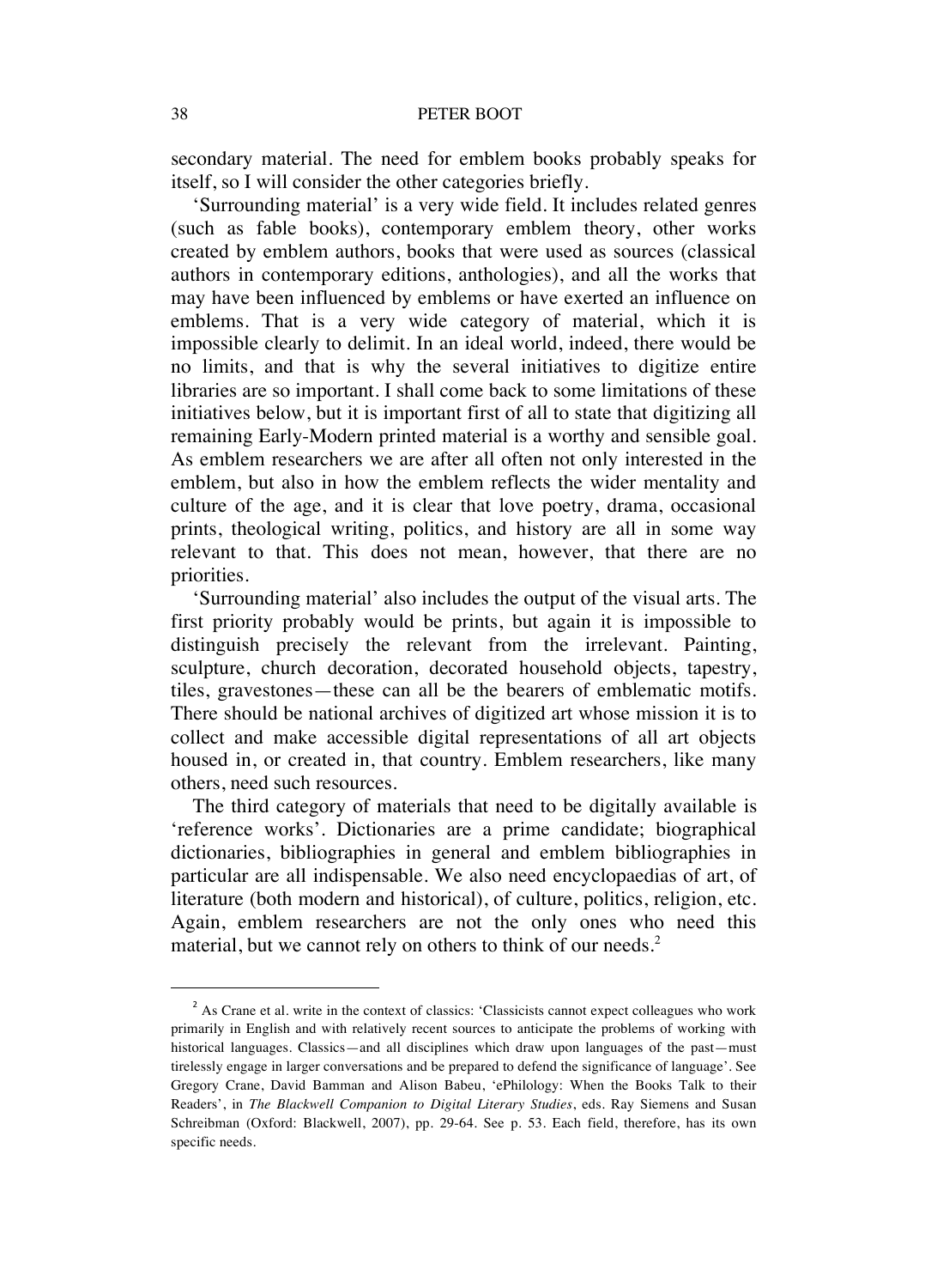secondary material. The need for emblem books probably speaks for itself, so I will consider the other categories briefly.

'Surrounding material' is a very wide field. It includes related genres (such as fable books), contemporary emblem theory, other works created by emblem authors, books that were used as sources (classical authors in contemporary editions, anthologies), and all the works that may have been influenced by emblems or have exerted an influence on emblems. That is a very wide category of material, which it is impossible clearly to delimit. In an ideal world, indeed, there would be no limits, and that is why the several initiatives to digitize entire libraries are so important. I shall come back to some limitations of these initiatives below, but it is important first of all to state that digitizing all remaining Early-Modern printed material is a worthy and sensible goal. As emblem researchers we are after all often not only interested in the emblem, but also in how the emblem reflects the wider mentality and culture of the age, and it is clear that love poetry, drama, occasional prints, theological writing, politics, and history are all in some way relevant to that. This does not mean, however, that there are no priorities.

'Surrounding material' also includes the output of the visual arts. The first priority probably would be prints, but again it is impossible to distinguish precisely the relevant from the irrelevant. Painting, sculpture, church decoration, decorated household objects, tapestry, tiles, gravestones—these can all be the bearers of emblematic motifs. There should be national archives of digitized art whose mission it is to collect and make accessible digital representations of all art objects housed in, or created in, that country. Emblem researchers, like many others, need such resources.

The third category of materials that need to be digitally available is 'reference works'. Dictionaries are a prime candidate; biographical dictionaries, bibliographies in general and emblem bibliographies in particular are all indispensable. We also need encyclopaedias of art, of literature (both modern and historical), of culture, politics, religion, etc. Again, emblem researchers are not the only ones who need this material, but we cannot rely on others to think of our needs.[2]

[2] As Crane et al. write in the context of classics: 'Classicists cannot expect colleagues who work primarily in English and with relatively recent sources to anticipate the problems of working with historical languages. Classics—and all disciplines which draw upon languages of the past—must tirelessly engage in larger conversations and be prepared to defend the significance of language'. See Gregory Crane, David Bamman and Alison Babeu, 'ePhilology: When the Books Talk to their Readers', in *The Blackwell Companion to Digital Literary Studies*, eds. Ray Siemens and Susan Schreibman (Oxford: Blackwell, 2007), pp. 29-64. See p. 53. Each field, therefore, has its own specific needs.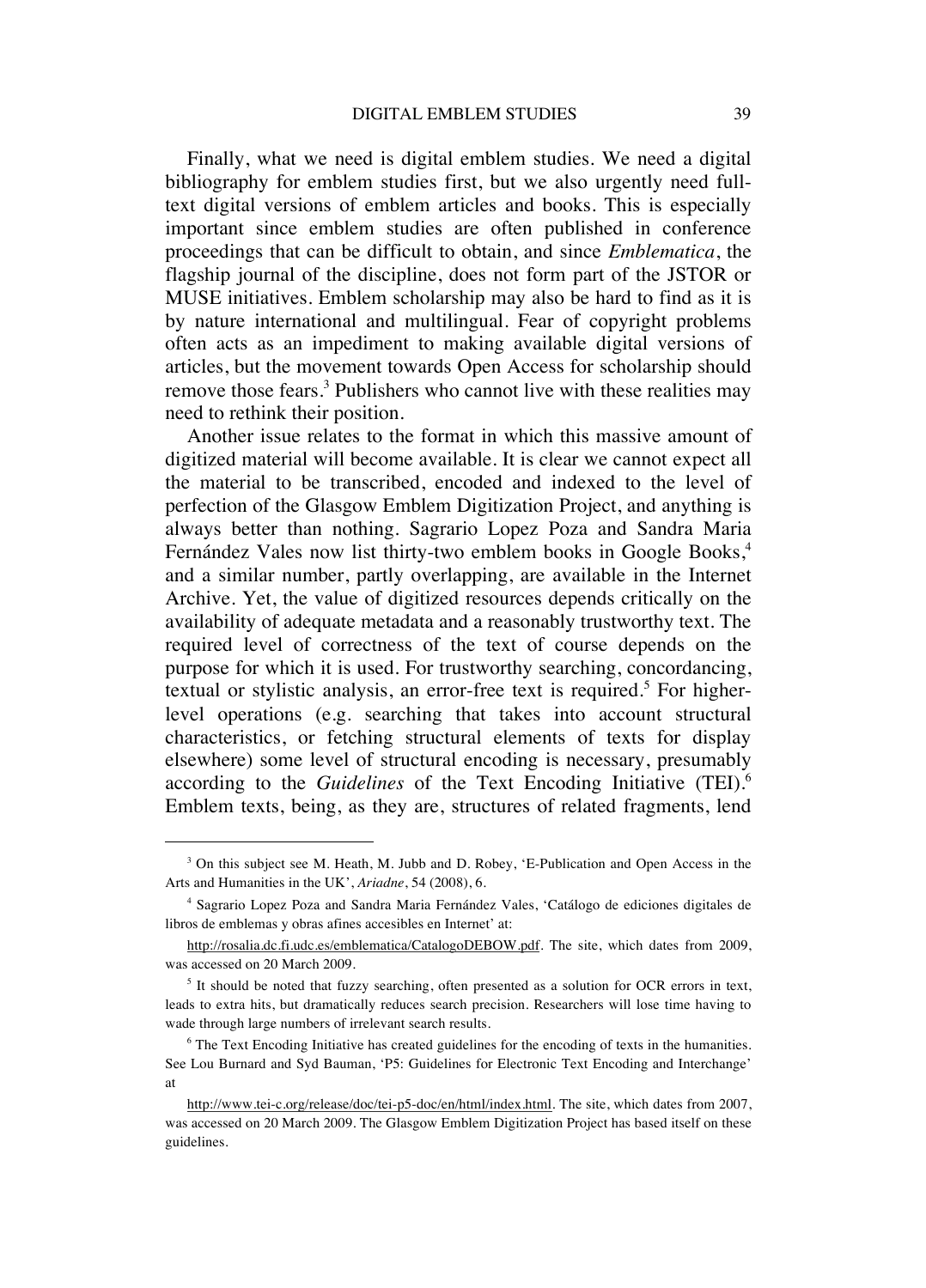Finally, what we need is digital emblem studies. We need a digital bibliography for emblem studies first, but we also urgently need full-text digital versions of emblem articles and books. This is especially important since emblem studies are often published in conference proceedings that can be difficult to obtain, and since *Emblematica*, the flagship journal of the discipline, does not form part of the JSTOR or MUSE initiatives. Emblem scholarship may also be hard to find as it is by nature international and multilingual. Fear of copyright problems often acts as an impediment to making available digital versions of articles, but the movement towards Open Access for scholarship should remove those fears.[3] Publishers who cannot live with these realities may need to rethink their position.

Another issue relates to the format in which this massive amount of digitized material will become available. It is clear we cannot expect all the material to be transcribed, encoded and indexed to the level of perfection of the Glasgow Emblem Digitization Project, and anything is always better than nothing. Sagrario Lopez Poza and Sandra Maria Fernández Vales now list thirty-two emblem books in Google Books,[4] and a similar number, partly overlapping, are available in the Internet Archive. Yet, the value of digitized resources depends critically on the availability of adequate metadata and a reasonably trustworthy text. The required level of correctness of the text of course depends on the purpose for which it is used. For trustworthy searching, concordancing, textual or stylistic analysis, an error-free text is required.[5] For higher-level operations (e.g. searching that takes into account structural characteristics, or fetching structural elements of texts for display elsewhere) some level of structural encoding is necessary, presumably according to the *Guidelines* of the Text Encoding Initiative (TEI).[6] Emblem texts, being, as they are, structures of related fragments, lend

[3] On this subject see M. Heath, M. Jubb and D. Robey, 'E-Publication and Open Access in the Arts and Humanities in the UK', *Ariadne*, 54 (2008), 6.

[4] Sagrario Lopez Poza and Sandra Maria Fernández Vales, 'Catálogo de ediciones digitales de libros de emblemas y obras afines accesibles en Internet' at:

http://rosalia.dc.fi.udc.es/emblematica/CatalogoDEBOW.pdf. The site, which dates from 2009, was accessed on 20 March 2009.

[5] It should be noted that fuzzy searching, often presented as a solution for OCR errors in text, leads to extra hits, but dramatically reduces search precision. Researchers will lose time having to wade through large numbers of irrelevant search results.

[6] The Text Encoding Initiative has created guidelines for the encoding of texts in the humanities. See Lou Burnard and Syd Bauman, 'P5: Guidelines for Electronic Text Encoding and Interchange' at

http://www.tei-c.org/release/doc/tei-p5-doc/en/html/index.html. The site, which dates from 2007, was accessed on 20 March 2009. The Glasgow Emblem Digitization Project has based itself on these guidelines.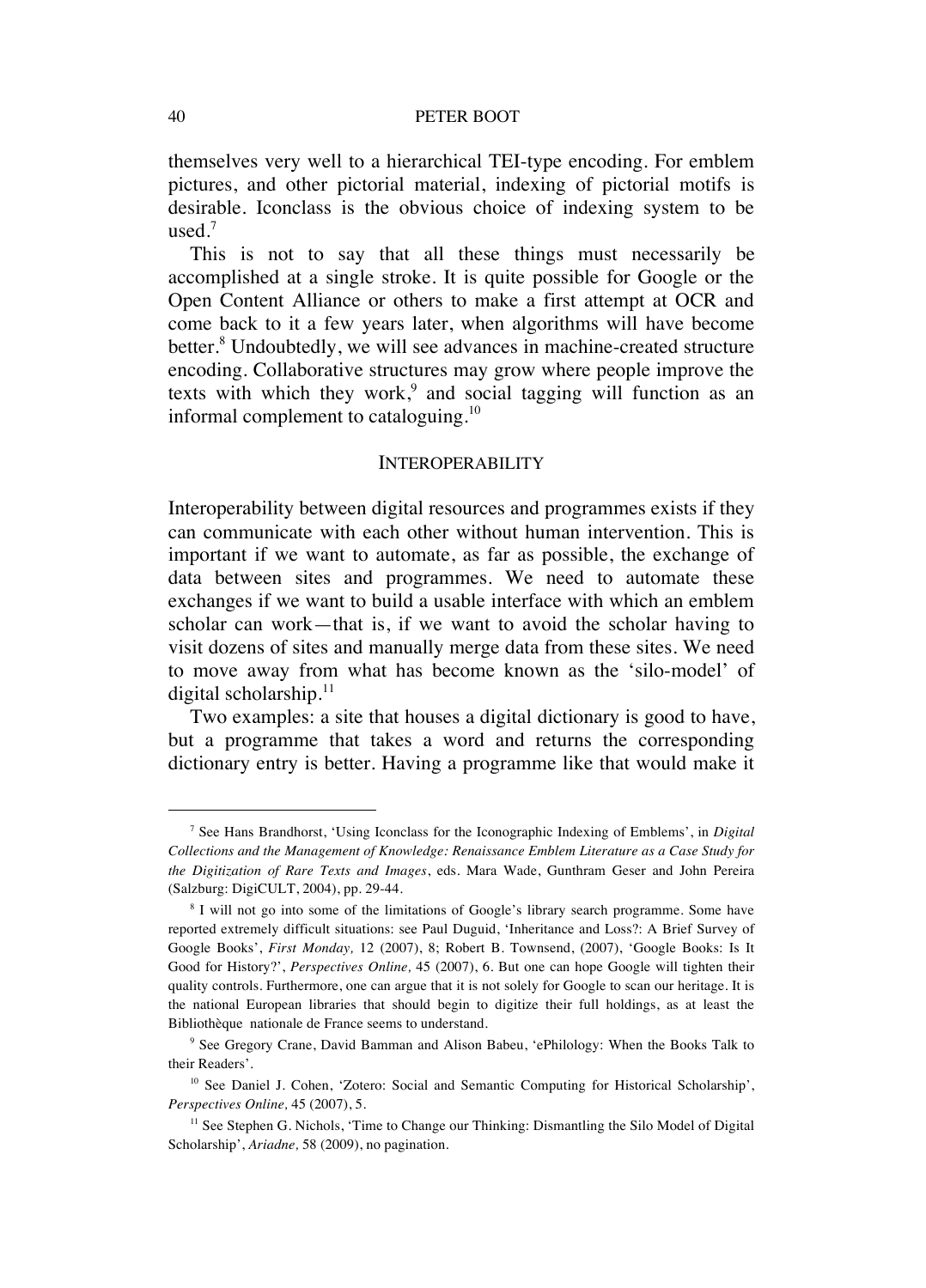themselves very well to a hierarchical TEI-type encoding. For emblem pictures, and other pictorial material, indexing of pictorial motifs is desirable. Iconclass is the obvious choice of indexing system to be used.[7]

This is not to say that all these things must necessarily be accomplished at a single stroke. It is quite possible for Google or the Open Content Alliance or others to make a first attempt at OCR and come back to it a few years later, when algorithms will have become better.[8] Undoubtedly, we will see advances in machine-created structure encoding. Collaborative structures may grow where people improve the texts with which they work,[9] and social tagging will function as an informal complement to cataloguing.[10]

## INTEROPERABILITY

Interoperability between digital resources and programmes exists if they can communicate with each other without human intervention. This is important if we want to automate, as far as possible, the exchange of data between sites and programmes. We need to automate these exchanges if we want to build a usable interface with which an emblem scholar can work—that is, if we want to avoid the scholar having to visit dozens of sites and manually merge data from these sites. We need to move away from what has become known as the 'silo-model' of digital scholarship.[11]

Two examples: a site that houses a digital dictionary is good to have, but a programme that takes a word and returns the corresponding dictionary entry is better. Having a programme like that would make it

---

[7] See Hans Brandhorst, 'Using Iconclass for the Iconographic Indexing of Emblems', in *Digital Collections and the Management of Knowledge: Renaissance Emblem Literature as a Case Study for the Digitization of Rare Texts and Images*, eds. Mara Wade, Gunthram Geser and John Pereira (Salzburg: DigiCULT, 2004), pp. 29-44.

[8] I will not go into some of the limitations of Google's library search programme. Some have reported extremely difficult situations: see Paul Duguid, 'Inheritance and Loss?: A Brief Survey of Google Books', *First Monday,* 12 (2007), 8; Robert B. Townsend, (2007), 'Google Books: Is It Good for History?', *Perspectives Online,* 45 (2007), 6. But one can hope Google will tighten their quality controls. Furthermore, one can argue that it is not solely for Google to scan our heritage. It is the national European libraries that should begin to digitize their full holdings, as at least the Bibliothèque nationale de France seems to understand.

[9] See Gregory Crane, David Bamman and Alison Babeu, 'ePhilology: When the Books Talk to their Readers'.

[10] See Daniel J. Cohen, 'Zotero: Social and Semantic Computing for Historical Scholarship', *Perspectives Online,* 45 (2007), 5.

[11] See Stephen G. Nichols, 'Time to Change our Thinking: Dismantling the Silo Model of Digital Scholarship', *Ariadne,* 58 (2009), no pagination.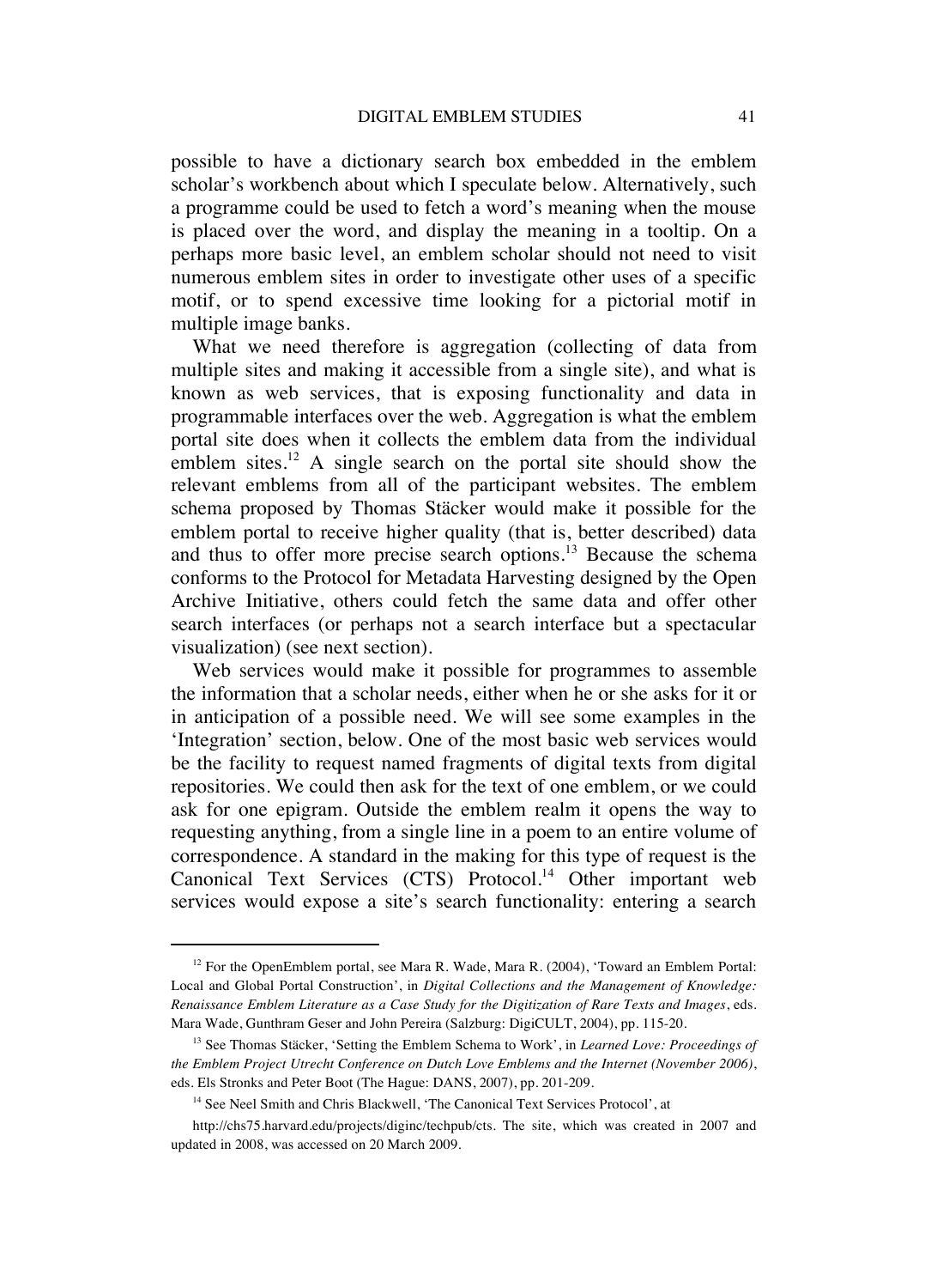possible to have a dictionary search box embedded in the emblem scholar's workbench about which I speculate below. Alternatively, such a programme could be used to fetch a word's meaning when the mouse is placed over the word, and display the meaning in a tooltip. On a perhaps more basic level, an emblem scholar should not need to visit numerous emblem sites in order to investigate other uses of a specific motif, or to spend excessive time looking for a pictorial motif in multiple image banks.

What we need therefore is aggregation (collecting of data from multiple sites and making it accessible from a single site), and what is known as web services, that is exposing functionality and data in programmable interfaces over the web. Aggregation is what the emblem portal site does when it collects the emblem data from the individual emblem sites.[12] A single search on the portal site should show the relevant emblems from all of the participant websites. The emblem schema proposed by Thomas Stäcker would make it possible for the emblem portal to receive higher quality (that is, better described) data and thus to offer more precise search options.[13] Because the schema conforms to the Protocol for Metadata Harvesting designed by the Open Archive Initiative, others could fetch the same data and offer other search interfaces (or perhaps not a search interface but a spectacular visualization) (see next section).

Web services would make it possible for programmes to assemble the information that a scholar needs, either when he or she asks for it or in anticipation of a possible need. We will see some examples in the 'Integration' section, below. One of the most basic web services would be the facility to request named fragments of digital texts from digital repositories. We could then ask for the text of one emblem, or we could ask for one epigram. Outside the emblem realm it opens the way to requesting anything, from a single line in a poem to an entire volume of correspondence. A standard in the making for this type of request is the Canonical Text Services (CTS) Protocol.[14] Other important web services would expose a site's search functionality: entering a search

---

[12] For the OpenEmblem portal, see Mara R. Wade, Mara R. (2004), 'Toward an Emblem Portal: Local and Global Portal Construction', in *Digital Collections and the Management of Knowledge: Renaissance Emblem Literature as a Case Study for the Digitization of Rare Texts and Images*, eds. Mara Wade, Gunthram Geser and John Pereira (Salzburg: DigiCULT, 2004), pp. 115-20.

[13] See Thomas Stäcker, 'Setting the Emblem Schema to Work', in *Learned Love: Proceedings of the Emblem Project Utrecht Conference on Dutch Love Emblems and the Internet (November 2006)*, eds. Els Stronks and Peter Boot (The Hague: DANS, 2007), pp. 201-209.

[14] See Neel Smith and Chris Blackwell, 'The Canonical Text Services Protocol', at http://chs75.harvard.edu/projects/diginc/techpub/cts. The site, which was created in 2007 and updated in 2008, was accessed on 20 March 2009.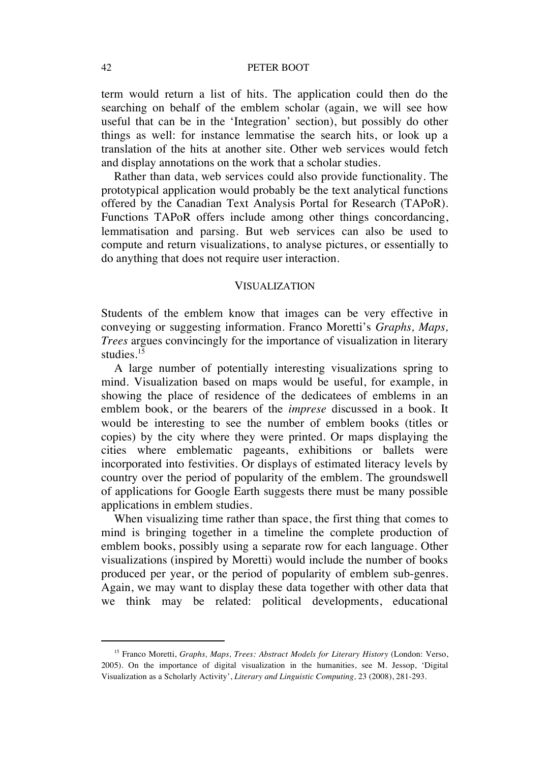term would return a list of hits. The application could then do the searching on behalf of the emblem scholar (again, we will see how useful that can be in the 'Integration' section), but possibly do other things as well: for instance lemmatise the search hits, or look up a translation of the hits at another site. Other web services would fetch and display annotations on the work that a scholar studies.

Rather than data, web services could also provide functionality. The prototypical application would probably be the text analytical functions offered by the Canadian Text Analysis Portal for Research (TAPoR). Functions TAPoR offers include among other things concordancing, lemmatisation and parsing. But web services can also be used to compute and return visualizations, to analyse pictures, or essentially to do anything that does not require user interaction.

## VISUALIZATION

Students of the emblem know that images can be very effective in conveying or suggesting information. Franco Moretti's *Graphs, Maps, Trees* argues convincingly for the importance of visualization in literary studies.[15]

A large number of potentially interesting visualizations spring to mind. Visualization based on maps would be useful, for example, in showing the place of residence of the dedicatees of emblems in an emblem book, or the bearers of the *imprese* discussed in a book. It would be interesting to see the number of emblem books (titles or copies) by the city where they were printed. Or maps displaying the cities where emblematic pageants, exhibitions or ballets were incorporated into festivities. Or displays of estimated literacy levels by country over the period of popularity of the emblem. The groundswell of applications for Google Earth suggests there must be many possible applications in emblem studies.

When visualizing time rather than space, the first thing that comes to mind is bringing together in a timeline the complete production of emblem books, possibly using a separate row for each language. Other visualizations (inspired by Moretti) would include the number of books produced per year, or the period of popularity of emblem sub-genres. Again, we may want to display these data together with other data that we think may be related: political developments, educational

---

[15] Franco Moretti, *Graphs, Maps, Trees: Abstract Models for Literary History* (London: Verso, 2005). On the importance of digital visualization in the humanities, see M. Jessop, 'Digital Visualization as a Scholarly Activity', *Literary and Linguistic Computing,* 23 (2008), 281-293.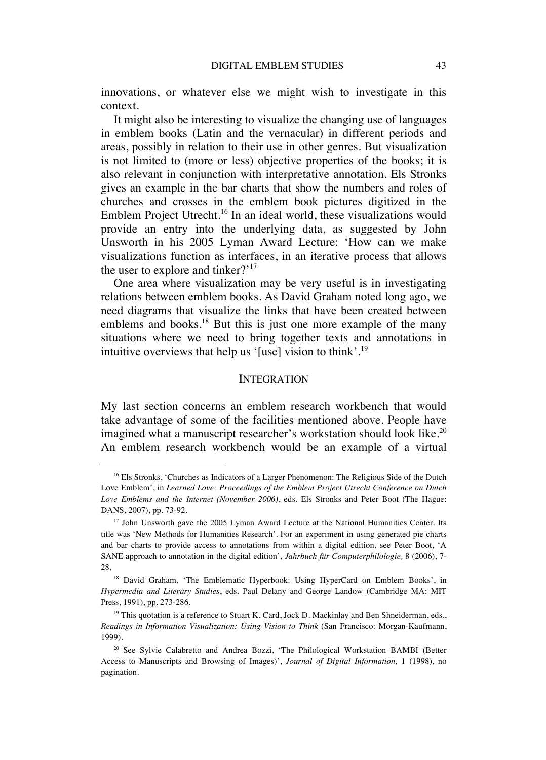innovations, or whatever else we might wish to investigate in this context.

It might also be interesting to visualize the changing use of languages in emblem books (Latin and the vernacular) in different periods and areas, possibly in relation to their use in other genres. But visualization is not limited to (more or less) objective properties of the books; it is also relevant in conjunction with interpretative annotation. Els Stronks gives an example in the bar charts that show the numbers and roles of churches and crosses in the emblem book pictures digitized in the Emblem Project Utrecht.[16] In an ideal world, these visualizations would provide an entry into the underlying data, as suggested by John Unsworth in his 2005 Lyman Award Lecture: 'How can we make visualizations function as interfaces, in an iterative process that allows the user to explore and tinker?'[17]

One area where visualization may be very useful is in investigating relations between emblem books. As David Graham noted long ago, we need diagrams that visualize the links that have been created between emblems and books.[18] But this is just one more example of the many situations where we need to bring together texts and annotations in intuitive overviews that help us '[use] vision to think'.[19]

## INTEGRATION

My last section concerns an emblem research workbench that would take advantage of some of the facilities mentioned above. People have imagined what a manuscript researcher's workstation should look like.[20] An emblem research workbench would be an example of a virtual

---

[16] Els Stronks, 'Churches as Indicators of a Larger Phenomenon: The Religious Side of the Dutch Love Emblem', in *Learned Love: Proceedings of the Emblem Project Utrecht Conference on Dutch Love Emblems and the Internet (November 2006)*, eds. Els Stronks and Peter Boot (The Hague: DANS, 2007), pp. 73-92.

[17] John Unsworth gave the 2005 Lyman Award Lecture at the National Humanities Center. Its title was 'New Methods for Humanities Research'. For an experiment in using generated pie charts and bar charts to provide access to annotations from within a digital edition, see Peter Boot, 'A SANE approach to annotation in the digital edition', *Jahrbuch für Computerphilologie,* 8 (2006), 7-28.

[18] David Graham, 'The Emblematic Hyperbook: Using HyperCard on Emblem Books', in *Hypermedia and Literary Studies*, eds. Paul Delany and George Landow (Cambridge MA: MIT Press, 1991), pp. 273-286.

[19] This quotation is a reference to Stuart K. Card, Jock D. Mackinlay and Ben Shneiderman, eds., *Readings in Information Visualization: Using Vision to Think* (San Francisco: Morgan-Kaufmann, 1999).

[20] See Sylvie Calabretto and Andrea Bozzi, 'The Philological Workstation BAMBI (Better Access to Manuscripts and Browsing of Images)', *Journal of Digital Information,* 1 (1998), no pagination.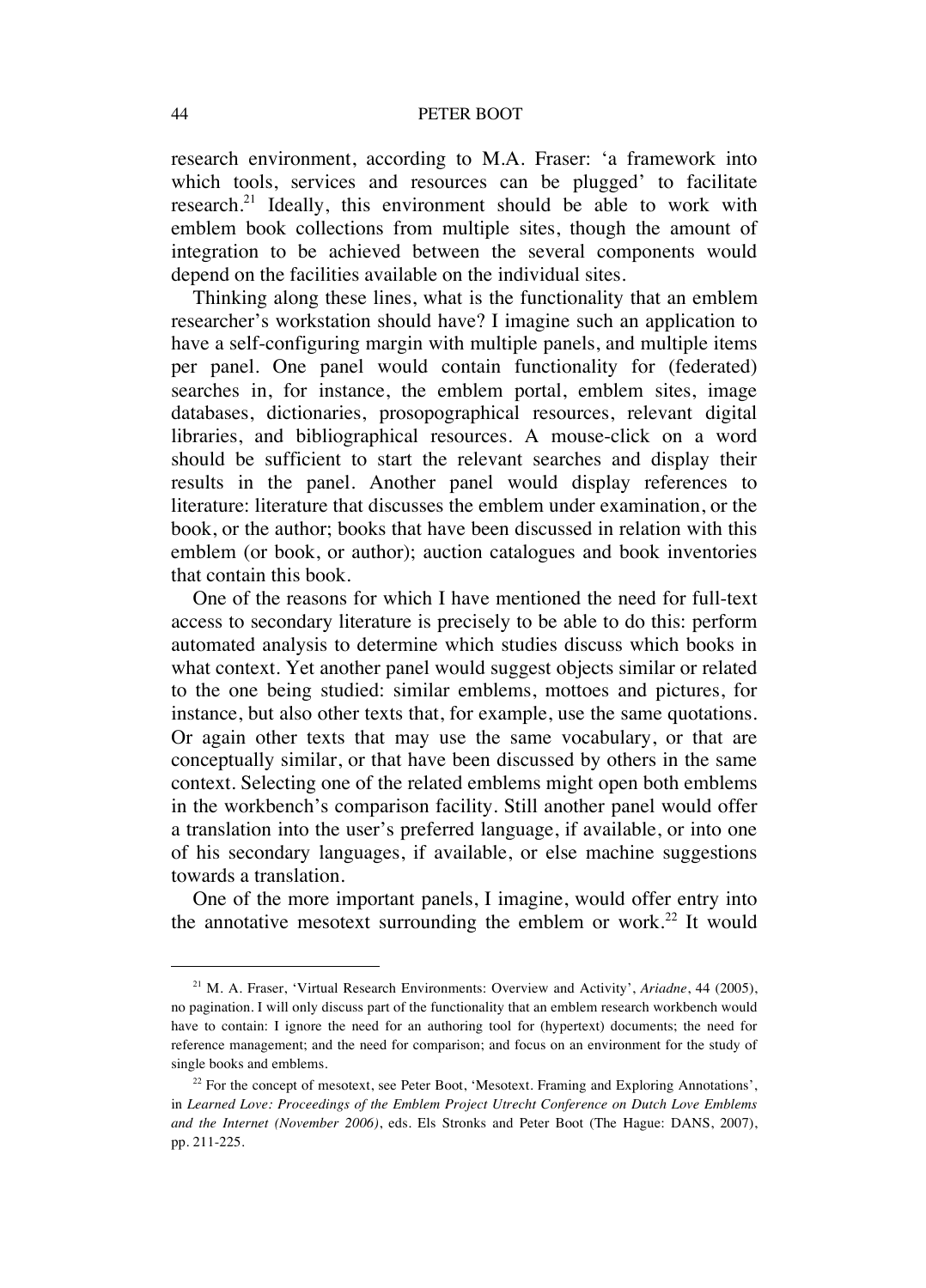research environment, according to M.A. Fraser: 'a framework into which tools, services and resources can be plugged' to facilitate research.[21] Ideally, this environment should be able to work with emblem book collections from multiple sites, though the amount of integration to be achieved between the several components would depend on the facilities available on the individual sites.

Thinking along these lines, what is the functionality that an emblem researcher's workstation should have? I imagine such an application to have a self-configuring margin with multiple panels, and multiple items per panel. One panel would contain functionality for (federated) searches in, for instance, the emblem portal, emblem sites, image databases, dictionaries, prosopographical resources, relevant digital libraries, and bibliographical resources. A mouse-click on a word should be sufficient to start the relevant searches and display their results in the panel. Another panel would display references to literature: literature that discusses the emblem under examination, or the book, or the author; books that have been discussed in relation with this emblem (or book, or author); auction catalogues and book inventories that contain this book.

One of the reasons for which I have mentioned the need for full-text access to secondary literature is precisely to be able to do this: perform automated analysis to determine which studies discuss which books in what context. Yet another panel would suggest objects similar or related to the one being studied: similar emblems, mottoes and pictures, for instance, but also other texts that, for example, use the same quotations. Or again other texts that may use the same vocabulary, or that are conceptually similar, or that have been discussed by others in the same context. Selecting one of the related emblems might open both emblems in the workbench's comparison facility. Still another panel would offer a translation into the user's preferred language, if available, or into one of his secondary languages, if available, or else machine suggestions towards a translation.

One of the more important panels, I imagine, would offer entry into the annotative mesotext surrounding the emblem or work.[22] It would

---

[21] M. A. Fraser, 'Virtual Research Environments: Overview and Activity', *Ariadne*, 44 (2005), no pagination. I will only discuss part of the functionality that an emblem research workbench would have to contain: I ignore the need for an authoring tool for (hypertext) documents; the need for reference management; and the need for comparison; and focus on an environment for the study of single books and emblems.

[22] For the concept of mesotext, see Peter Boot, 'Mesotext. Framing and Exploring Annotations', in *Learned Love: Proceedings of the Emblem Project Utrecht Conference on Dutch Love Emblems and the Internet (November 2006)*, eds. Els Stronks and Peter Boot (The Hague: DANS, 2007), pp. 211-225.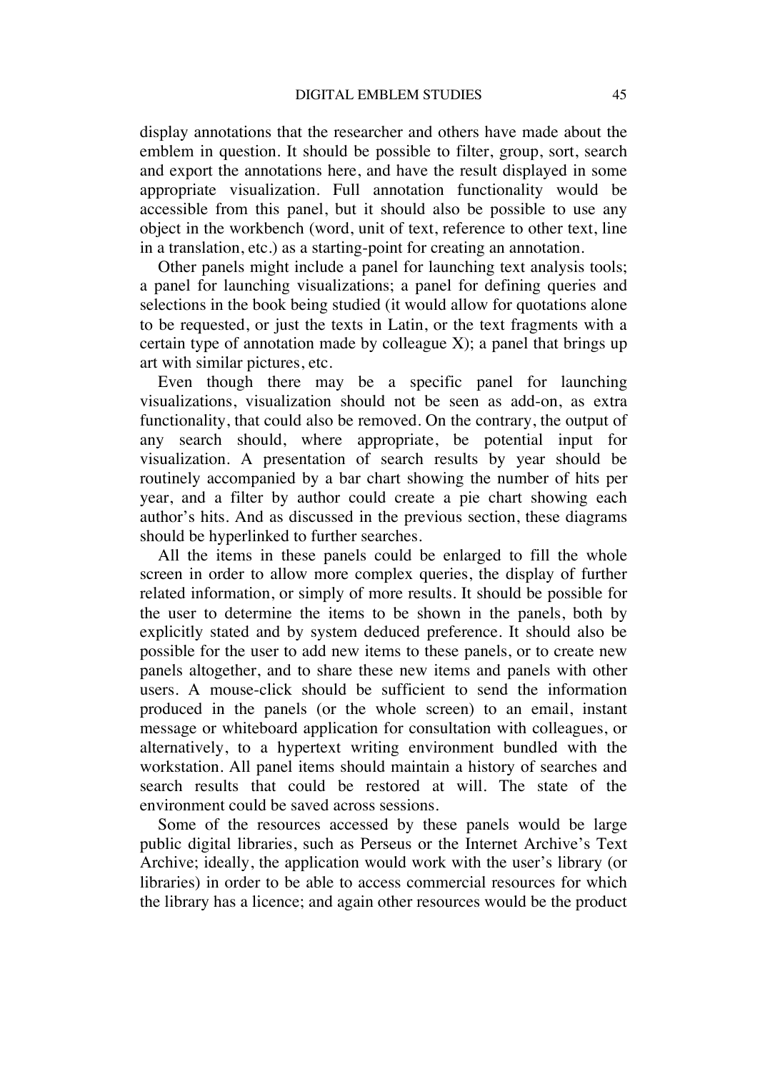display annotations that the researcher and others have made about the emblem in question. It should be possible to filter, group, sort, search and export the annotations here, and have the result displayed in some appropriate visualization. Full annotation functionality would be accessible from this panel, but it should also be possible to use any object in the workbench (word, unit of text, reference to other text, line in a translation, etc.) as a starting-point for creating an annotation.

Other panels might include a panel for launching text analysis tools; a panel for launching visualizations; a panel for defining queries and selections in the book being studied (it would allow for quotations alone to be requested, or just the texts in Latin, or the text fragments with a certain type of annotation made by colleague X); a panel that brings up art with similar pictures, etc.

Even though there may be a specific panel for launching visualizations, visualization should not be seen as add-on, as extra functionality, that could also be removed. On the contrary, the output of any search should, where appropriate, be potential input for visualization. A presentation of search results by year should be routinely accompanied by a bar chart showing the number of hits per year, and a filter by author could create a pie chart showing each author's hits. And as discussed in the previous section, these diagrams should be hyperlinked to further searches.

All the items in these panels could be enlarged to fill the whole screen in order to allow more complex queries, the display of further related information, or simply of more results. It should be possible for the user to determine the items to be shown in the panels, both by explicitly stated and by system deduced preference. It should also be possible for the user to add new items to these panels, or to create new panels altogether, and to share these new items and panels with other users. A mouse-click should be sufficient to send the information produced in the panels (or the whole screen) to an email, instant message or whiteboard application for consultation with colleagues, or alternatively, to a hypertext writing environment bundled with the workstation. All panel items should maintain a history of searches and search results that could be restored at will. The state of the environment could be saved across sessions.

Some of the resources accessed by these panels would be large public digital libraries, such as Perseus or the Internet Archive's Text Archive; ideally, the application would work with the user's library (or libraries) in order to be able to access commercial resources for which the library has a licence; and again other resources would be the product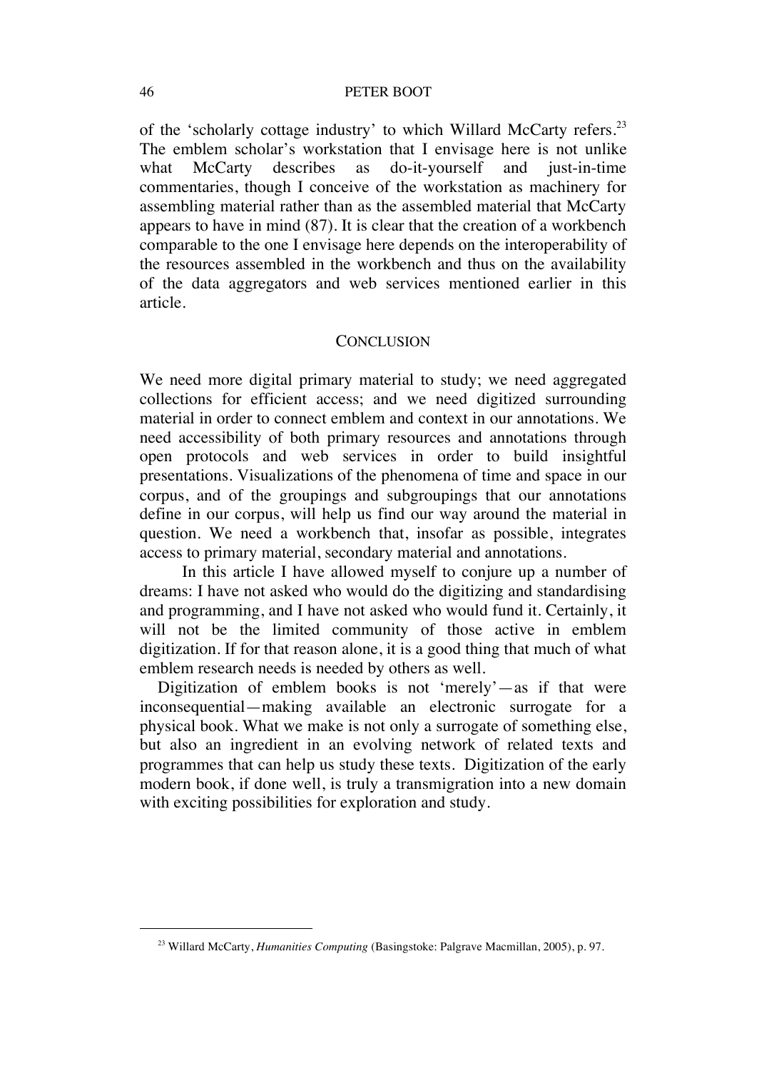of the 'scholarly cottage industry' to which Willard McCarty refers.[23] The emblem scholar's workstation that I envisage here is not unlike what McCarty describes as do-it-yourself and just-in-time commentaries, though I conceive of the workstation as machinery for assembling material rather than as the assembled material that McCarty appears to have in mind (87). It is clear that the creation of a workbench comparable to the one I envisage here depends on the interoperability of the resources assembled in the workbench and thus on the availability of the data aggregators and web services mentioned earlier in this article.

## Conclusion

We need more digital primary material to study; we need aggregated collections for efficient access; and we need digitized surrounding material in order to connect emblem and context in our annotations. We need accessibility of both primary resources and annotations through open protocols and web services in order to build insightful presentations. Visualizations of the phenomena of time and space in our corpus, and of the groupings and subgroupings that our annotations define in our corpus, will help us find our way around the material in question. We need a workbench that, insofar as possible, integrates access to primary material, secondary material and annotations.

In this article I have allowed myself to conjure up a number of dreams: I have not asked who would do the digitizing and standardising and programming, and I have not asked who would fund it. Certainly, it will not be the limited community of those active in emblem digitization. If for that reason alone, it is a good thing that much of what emblem research needs is needed by others as well.

Digitization of emblem books is not 'merely'—as if that were inconsequential—making available an electronic surrogate for a physical book. What we make is not only a surrogate of something else, but also an ingredient in an evolving network of related texts and programmes that can help us study these texts. Digitization of the early modern book, if done well, is truly a transmigration into a new domain with exciting possibilities for exploration and study.

---

[23] Willard McCarty, *Humanities Computing* (Basingstoke: Palgrave Macmillan, 2005), p. 97.